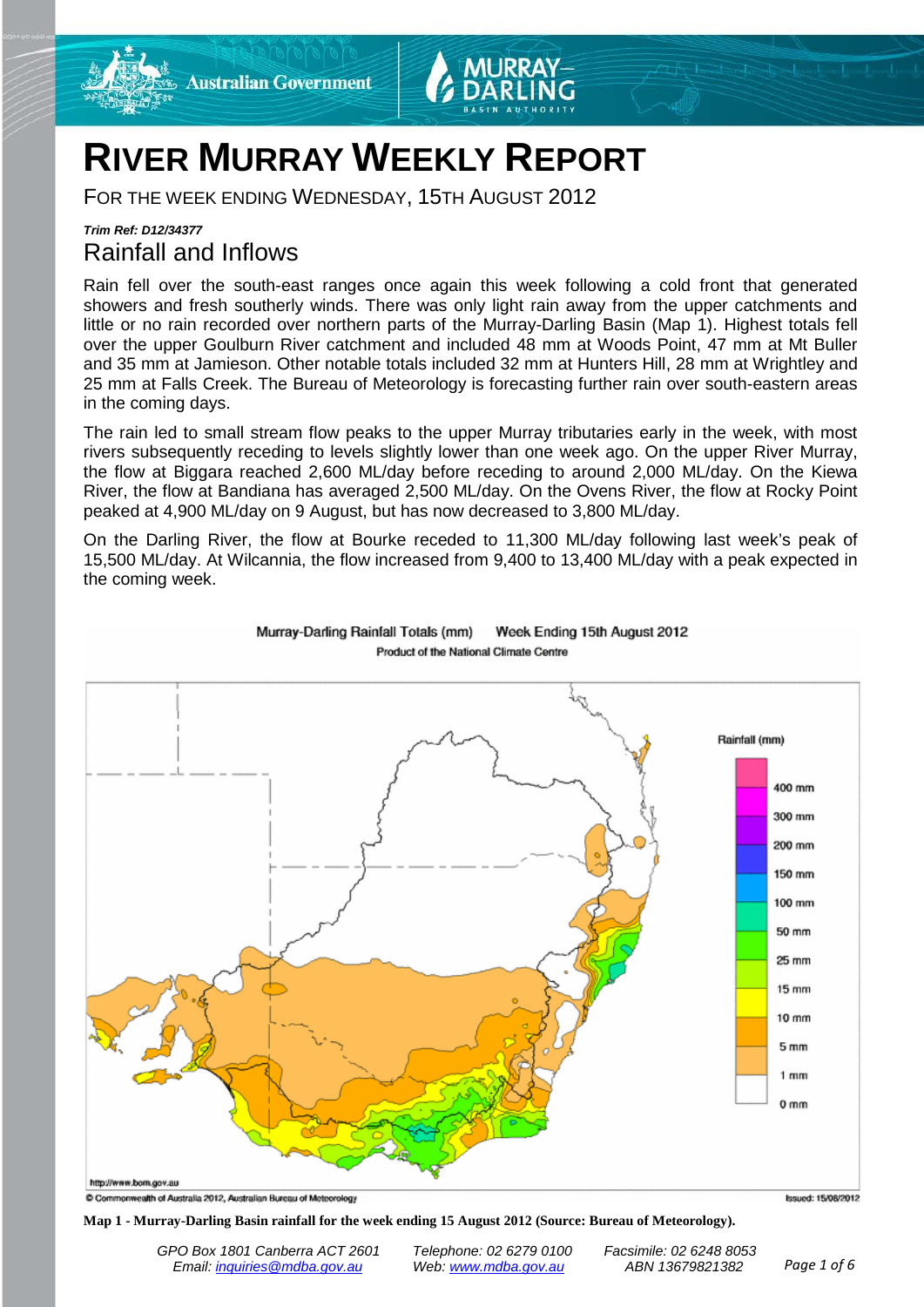# RIVER MURRAY WEEKLY REPORT

FOR THE WEEK ENDING WEDNESDAY, 15TH AUGUST 2012

***Trim Ref: D12/34377***

## Rainfall and Inflows

Rain fell over the south-east ranges once again this week following a cold front that generated showers and fresh southerly winds. There was only light rain away from the upper catchments and little or no rain recorded over northern parts of the Murray-Darling Basin (Map 1). Highest totals fell over the upper Goulburn River catchment and included 48 mm at Woods Point, 47 mm at Mt Buller and 35 mm at Jamieson. Other notable totals included 32 mm at Hunters Hill, 28 mm at Wrightley and 25 mm at Falls Creek. The Bureau of Meteorology is forecasting further rain over south-eastern areas in the coming days.

The rain led to small stream flow peaks to the upper Murray tributaries early in the week, with most rivers subsequently receding to levels slightly lower than one week ago. On the upper River Murray, the flow at Biggara reached 2,600 ML/day before receding to around 2,000 ML/day. On the Kiewa River, the flow at Bandiana has averaged 2,500 ML/day. On the Ovens River, the flow at Rocky Point peaked at 4,900 ML/day on 9 August, but has now decreased to 3,800 ML/day.

On the Darling River, the flow at Bourke receded to 11,300 ML/day following last week's peak of 15,500 ML/day. At Wilcannia, the flow increased from 9,400 to 13,400 ML/day with a peak expected in the coming week.

Murray-Darling Rainfall Totals (mm) Week Ending 15th August 2012
Product of the National Climate Centre

**Map 1 - Murray-Darling Basin rainfall for the week ending 15 August 2012 (Source: Bureau of Meteorology).**

GPO Box 1801 Canberra ACT 2601 | Telephone: 02 6279 0100 | Facsimile: 02 6248 8053
Email: inquiries@mdba.gov.au | Web: www.mdba.gov.au | ABN 13679821382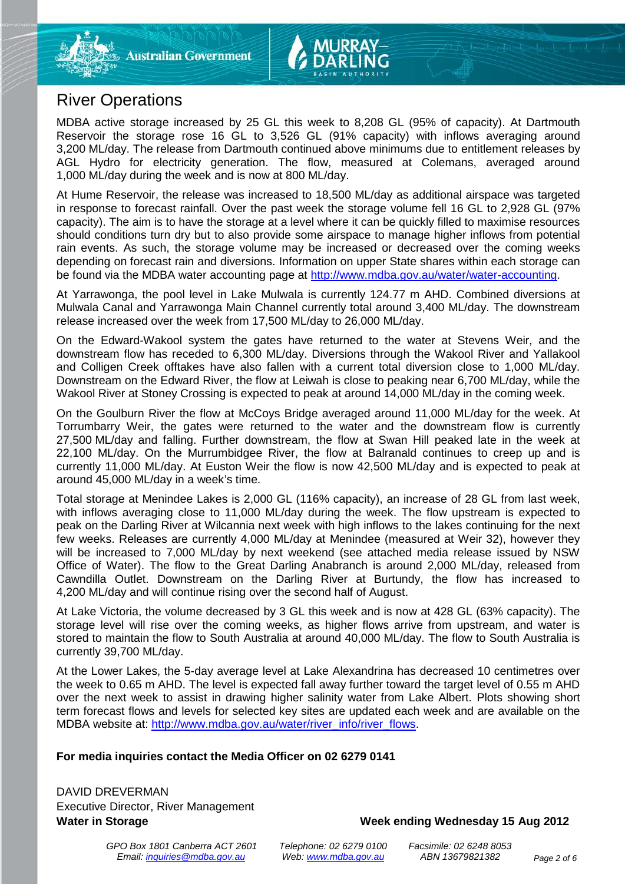# River Operations

MDBA active storage increased by 25 GL this week to 8,208 GL (95% of capacity). At Dartmouth Reservoir the storage rose 16 GL to 3,526 GL (91% capacity) with inflows averaging around 3,200 ML/day. The release from Dartmouth continued above minimums due to entitlement releases by AGL Hydro for electricity generation. The flow, measured at Colemans, averaged around 1,000 ML/day during the week and is now at 800 ML/day.

At Hume Reservoir, the release was increased to 18,500 ML/day as additional airspace was targeted in response to forecast rainfall. Over the past week the storage volume fell 16 GL to 2,928 GL (97% capacity). The aim is to have the storage at a level where it can be quickly filled to maximise resources should conditions turn dry but to also provide some airspace to manage higher inflows from potential rain events. As such, the storage volume may be increased or decreased over the coming weeks depending on forecast rain and diversions. Information on upper State shares within each storage can be found via the MDBA water accounting page at http://www.mdba.gov.au/water/water-accounting.

At Yarrawonga, the pool level in Lake Mulwala is currently 124.77 m AHD. Combined diversions at Mulwala Canal and Yarrawonga Main Channel currently total around 3,400 ML/day. The downstream release increased over the week from 17,500 ML/day to 26,000 ML/day.

On the Edward-Wakool system the gates have returned to the water at Stevens Weir, and the downstream flow has receded to 6,300 ML/day. Diversions through the Wakool River and Yallakool and Colligen Creek offtakes have also fallen with a current total diversion close to 1,000 ML/day. Downstream on the Edward River, the flow at Leiwah is close to peaking near 6,700 ML/day, while the Wakool River at Stoney Crossing is expected to peak at around 14,000 ML/day in the coming week.

On the Goulburn River the flow at McCoys Bridge averaged around 11,000 ML/day for the week. At Torrumbarry Weir, the gates were returned to the water and the downstream flow is currently 27,500 ML/day and falling. Further downstream, the flow at Swan Hill peaked late in the week at 22,100 ML/day. On the Murrumbidgee River, the flow at Balranald continues to creep up and is currently 11,000 ML/day. At Euston Weir the flow is now 42,500 ML/day and is expected to peak at around 45,000 ML/day in a week's time.

Total storage at Menindee Lakes is 2,000 GL (116% capacity), an increase of 28 GL from last week, with inflows averaging close to 11,000 ML/day during the week. The flow upstream is expected to peak on the Darling River at Wilcannia next week with high inflows to the lakes continuing for the next few weeks. Releases are currently 4,000 ML/day at Menindee (measured at Weir 32), however they will be increased to 7,000 ML/day by next weekend (see attached media release issued by NSW Office of Water). The flow to the Great Darling Anabranch is around 2,000 ML/day, released from Cawndilla Outlet. Downstream on the Darling River at Burtundy, the flow has increased to 4,200 ML/day and will continue rising over the second half of August.

At Lake Victoria, the volume decreased by 3 GL this week and is now at 428 GL (63% capacity). The storage level will rise over the coming weeks, as higher flows arrive from upstream, and water is stored to maintain the flow to South Australia at around 40,000 ML/day. The flow to South Australia is currently 39,700 ML/day.

At the Lower Lakes, the 5-day average level at Lake Alexandrina has decreased 10 centimetres over the week to 0.65 m AHD. The level is expected fall away further toward the target level of 0.55 m AHD over the next week to assist in drawing higher salinity water from Lake Albert. Plots showing short term forecast flows and levels for selected key sites are updated each week and are available on the MDBA website at: http://www.mdba.gov.au/water/river_info/river_flows.

**For media inquiries contact the Media Officer on 02 6279 0141**

DAVID DREVERMAN
Executive Director, River Management

**Water in Storage** **Week ending Wednesday 15 Aug 2012**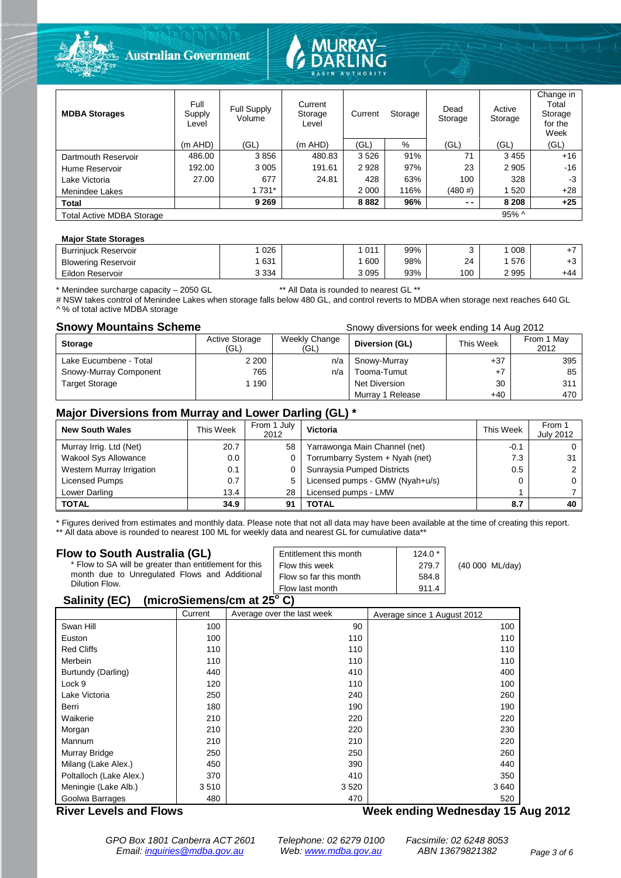| MDBA Storages | Full Supply Level | Full Supply Volume | Current Storage Level | Current Storage | | Dead Storage | Active Storage | Change in Total Storage for the Week |
|---|---|---|---|---|---|---|---|---|
| | (m AHD) | (GL) | (m AHD) | (GL) | % | (GL) | (GL) | (GL) |
| Dartmouth Reservoir | 486.00 | 3 856 | 480.83 | 3 526 | 91% | 71 | 3 455 | +16 |
| Hume Reservoir | 192.00 | 3 005 | 191.61 | 2 928 | 97% | 23 | 2 905 | -16 |
| Lake Victoria | 27.00 | 677 | 24.81 | 428 | 63% | 100 | 328 | -3 |
| Menindee Lakes | | 1 731* | | 2 000 | 116% | (480 #) | 1 520 | +28 |
| **Total** | | **9 269** | | **8 882** | **96%** | **- -** | **8 208** | **+25** |
| Total Active MDBA Storage | | | | | | | 95% ^ | |

| Major State Storages | | | | | | | | |
|---|---|---|---|---|---|---|---|---|
| Burrinjuck Reservoir | | 1 026 | | 1 011 | 99% | 3 | 1 008 | +7 |
| Blowering Reservoir | | 1 631 | | 1 600 | 98% | 24 | 1 576 | +3 |
| Eildon Reservoir | | 3 334 | | 3 095 | 93% | 100 | 2 995 | +44 |

\* Menindee surcharge capacity – 2050 GL ** All Data is rounded to nearest GL **

# NSW takes control of Menindee Lakes when storage falls below 480 GL, and control reverts to MDBA when storage next reaches 640 GL

^ % of total active MDBA storage

## Snowy Mountains Scheme

Snowy diversions for week ending 14 Aug 2012

| Storage | Active Storage (GL) | Weekly Change (GL) | Diversion (GL) | This Week | From 1 May 2012 |
|---|---|---|---|---|---|
| Lake Eucumbene - Total | 2 200 | n/a | Snowy-Murray | +37 | 395 |
| Snowy-Murray Component | 765 | n/a | Tooma-Tumut | +7 | 85 |
| Target Storage | 1 190 | | Net Diversion | 30 | 311 |
| | | | Murray 1 Release | +40 | 470 |

## Major Diversions from Murray and Lower Darling (GL) *

| New South Wales | This Week | From 1 July 2012 | Victoria | This Week | From 1 July 2012 |
|---|---|---|---|---|---|
| Murray Irrig. Ltd (Net) | 20.7 | 58 | Yarrawonga Main Channel (net) | -0.1 | 0 |
| Wakool Sys Allowance | 0.0 | 0 | Torrumbarry System + Nyah (net) | 7.3 | 31 |
| Western Murray Irrigation | 0.1 | 0 | Sunraysia Pumped Districts | 0.5 | 2 |
| Licensed Pumps | 0.7 | 5 | Licensed pumps - GMW (Nyah+u/s) | 0 | 0 |
| Lower Darling | 13.4 | 28 | Licensed pumps - LMW | 1 | 7 |
| **TOTAL** | **34.9** | **91** | **TOTAL** | **8.7** | **40** |

\* Figures derived from estimates and monthly data. Please note that not all data may have been available at the time of creating this report.

** All data above is rounded to nearest 100 ML for weekly data and nearest GL for cumulative data**

## Flow to South Australia (GL)

\* Flow to SA will be greater than entitlement for this month due to Unregulated Flows and Additional Dilution Flow.

| | | |
|---|---|---|
| Entitlement this month | 124.0 * | |
| Flow this week | 279.7 | (40 000 ML/day) |
| Flow so far this month | 584.8 | |
| Flow last month | 911.4 | |

## Salinity (EC) (microSiemens/cm at 25° C)

| | Current | Average over the last week | Average since 1 August 2012 |
|---|---|---|---|
| Swan Hill | 100 | 90 | 100 |
| Euston | 100 | 110 | 110 |
| Red Cliffs | 110 | 110 | 110 |
| Merbein | 110 | 110 | 110 |
| Burtundy (Darling) | 440 | 410 | 400 |
| Lock 9 | 120 | 110 | 100 |
| Lake Victoria | 250 | 240 | 260 |
| Berri | 180 | 190 | 190 |
| Waikerie | 210 | 220 | 220 |
| Morgan | 210 | 220 | 230 |
| Mannum | 210 | 210 | 220 |
| Murray Bridge | 250 | 250 | 260 |
| Milang (Lake Alex.) | 450 | 390 | 440 |
| Poltalloch (Lake Alex.) | 370 | 410 | 350 |
| Meningie (Lake Alb.) | 3 510 | 3 520 | 3 640 |
| Goolwa Barrages | 480 | 470 | 520 |

## River Levels and Flows

**Week ending Wednesday 15 Aug 2012**

GPO Box 1801 Canberra ACT 2601 Telephone: 02 6279 0100 Facsimile: 02 6248 8053
Email: inquiries@mdba.gov.au Web: www.mdba.gov.au ABN 13679821382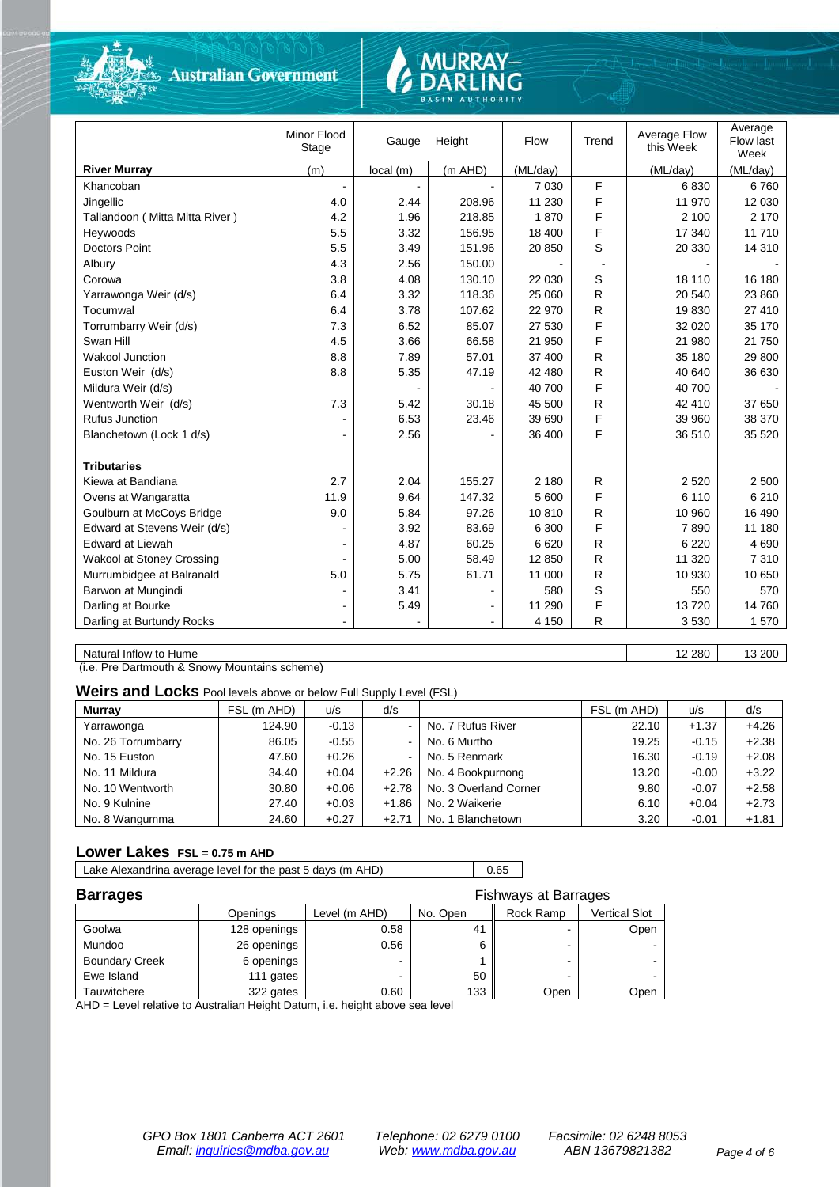| River Murray | Minor Flood Stage (m) | Gauge local (m) | Height (m AHD) | Flow (ML/day) | Trend | Average Flow this Week (ML/day) | Average Flow last Week (ML/day) |
|---|---|---|---|---|---|---|---|
| Khancoban | - | - | - | 7 030 | F | 6 830 | 6 760 |
| Jingellic | 4.0 | 2.44 | 208.96 | 11 230 | F | 11 970 | 12 030 |
| Tallandoon ( Mitta Mitta River ) | 4.2 | 1.96 | 218.85 | 1 870 | F | 2 100 | 2 170 |
| Heywoods | 5.5 | 3.32 | 156.95 | 18 400 | F | 17 340 | 11 710 |
| Doctors Point | 5.5 | 3.49 | 151.96 | 20 850 | S | 20 330 | 14 310 |
| Albury | 4.3 | 2.56 | 150.00 | - | - | - | - |
| Corowa | 3.8 | 4.08 | 130.10 | 22 030 | S | 18 110 | 16 180 |
| Yarrawonga Weir (d/s) | 6.4 | 3.32 | 118.36 | 25 060 | R | 20 540 | 23 860 |
| Tocumwal | 6.4 | 3.78 | 107.62 | 22 970 | R | 19 830 | 27 410 |
| Torrumbarry Weir (d/s) | 7.3 | 6.52 | 85.07 | 27 530 | F | 32 020 | 35 170 |
| Swan Hill | 4.5 | 3.66 | 66.58 | 21 950 | F | 21 980 | 21 750 |
| Wakool Junction | 8.8 | 7.89 | 57.01 | 37 400 | R | 35 180 | 29 800 |
| Euston Weir (d/s) | 8.8 | 5.35 | 47.19 | 42 480 | R | 40 640 | 36 630 |
| Mildura Weir (d/s) | | - | - | 40 700 | F | 40 700 | - |
| Wentworth Weir (d/s) | 7.3 | 5.42 | 30.18 | 45 500 | R | 42 410 | 37 650 |
| Rufus Junction | - | 6.53 | 23.46 | 39 690 | F | 39 960 | 38 370 |
| Blanchetown (Lock 1 d/s) | - | 2.56 | - | 36 400 | F | 36 510 | 35 520 |
| **Tributaries** | | | | | | | |
| Kiewa at Bandiana | 2.7 | 2.04 | 155.27 | 2 180 | R | 2 520 | 2 500 |
| Ovens at Wangaratta | 11.9 | 9.64 | 147.32 | 5 600 | F | 6 110 | 6 210 |
| Goulburn at McCoys Bridge | 9.0 | 5.84 | 97.26 | 10 810 | R | 10 960 | 16 490 |
| Edward at Stevens Weir (d/s) | - | 3.92 | 83.69 | 6 300 | F | 7 890 | 11 180 |
| Edward at Liewah | - | 4.87 | 60.25 | 6 620 | R | 6 220 | 4 690 |
| Wakool at Stoney Crossing | - | 5.00 | 58.49 | 12 850 | R | 11 320 | 7 310 |
| Murrumbidgee at Balranald | 5.0 | 5.75 | 61.71 | 11 000 | R | 10 930 | 10 650 |
| Barwon at Mungindi | - | 3.41 | - | 580 | S | 550 | 570 |
| Darling at Bourke | - | 5.49 | - | 11 290 | F | 13 720 | 14 760 |
| Darling at Burtundy Rocks | - | - | - | 4 150 | R | 3 530 | 1 570 |

| Natural Inflow to Hume | 12 280 | 13 200 |
|---|---|---|

(i.e. Pre Dartmouth & Snowy Mountains scheme)

## Weirs and Locks
Pool levels above or below Full Supply Level (FSL)

| Murray | FSL (m AHD) | u/s | d/s | | FSL (m AHD) | u/s | d/s |
|---|---|---|---|---|---|---|---|
| Yarrawonga | 124.90 | -0.13 | - | No. 7 Rufus River | 22.10 | +1.37 | +4.26 |
| No. 26 Torrumbarry | 86.05 | -0.55 | - | No. 6 Murtho | 19.25 | -0.15 | +2.38 |
| No. 15 Euston | 47.60 | +0.26 | - | No. 5 Renmark | 16.30 | -0.19 | +2.08 |
| No. 11 Mildura | 34.40 | +0.04 | +2.26 | No. 4 Bookpurnong | 13.20 | -0.00 | +3.22 |
| No. 10 Wentworth | 30.80 | +0.06 | +2.78 | No. 3 Overland Corner | 9.80 | -0.07 | +2.58 |
| No. 9 Kulnine | 27.40 | +0.03 | +1.86 | No. 2 Waikerie | 6.10 | +0.04 | +2.73 |
| No. 8 Wangumma | 24.60 | +0.27 | +2.71 | No. 1 Blanchetown | 3.20 | -0.01 | +1.81 |

## Lower Lakes
FSL = 0.75 m AHD

| Lake Alexandrina average level for the past 5 days (m AHD) | 0.65 |
|---|---|

## Barrages

| | Openings | Level (m AHD) | No. Open | Fishways at Barrages: Rock Ramp | Vertical Slot |
|---|---|---|---|---|---|
| Goolwa | 128 openings | 0.58 | 41 | - | Open |
| Mundoo | 26 openings | 0.56 | 6 | - | - |
| Boundary Creek | 6 openings | - | 1 | - | - |
| Ewe Island | 111 gates | - | 50 | - | - |
| Tauwitchere | 322 gates | 0.60 | 133 | Open | Open |

AHD = Level relative to Australian Height Datum, i.e. height above sea level

*GPO Box 1801 Canberra ACT 2601 Email: inquiries@mdba.gov.au*
*Telephone: 02 6279 0100 Web: www.mdba.gov.au*
*Facsimile: 02 6248 8053 ABN 13679821382*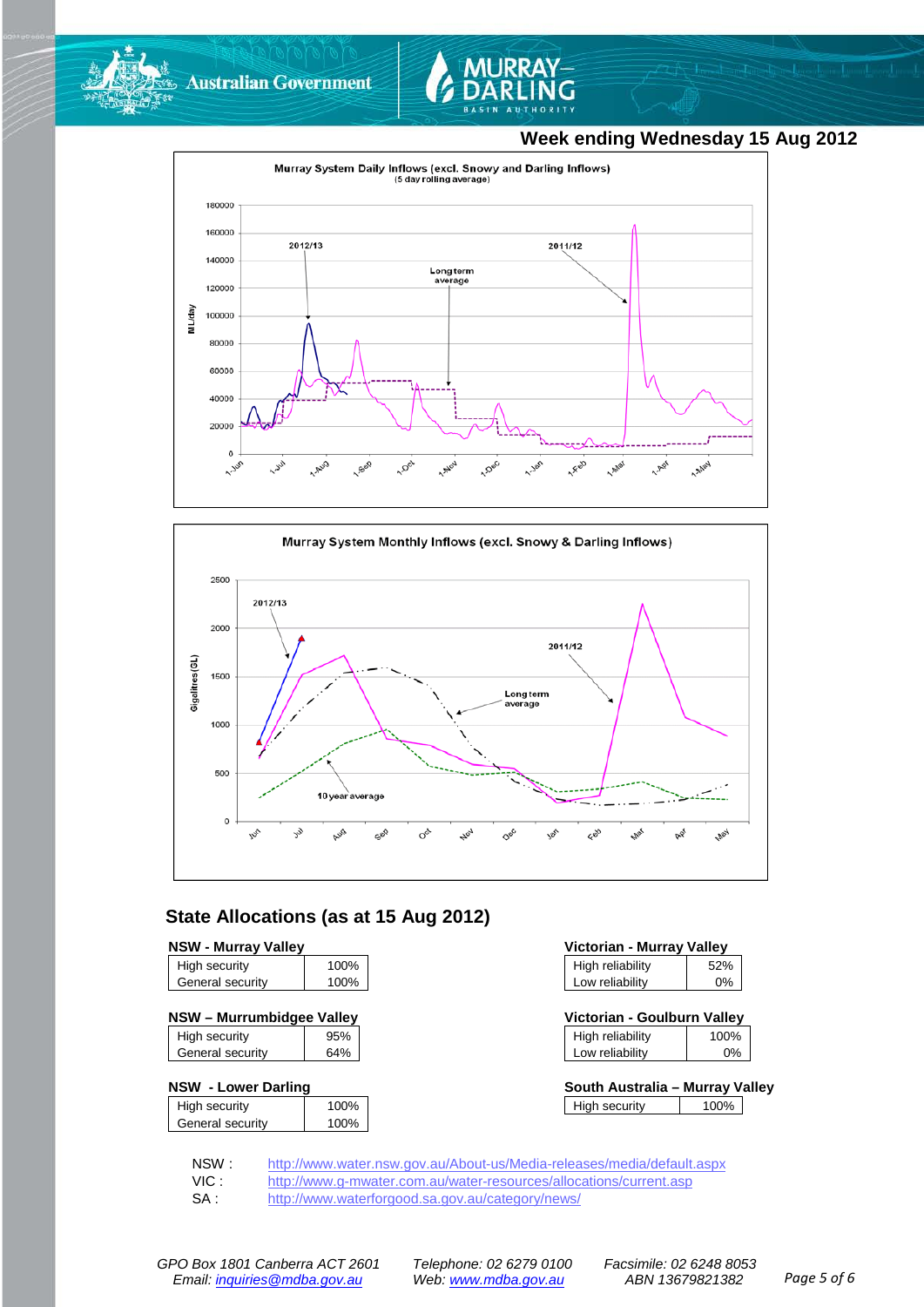## Week ending Wednesday 15 Aug 2012

**Murray System Daily Inflows (excl. Snowy and Darling Inflows)**
(5 day rolling average)

**Murray System Monthly Inflows (excl. Snowy & Darling Inflows)**

## State Allocations (as at 15 Aug 2012)

**NSW - Murray Valley**

| | |
|---|---|
| High security | 100% |
| General security | 100% |

**NSW – Murrumbidgee Valley**

| | |
|---|---|
| High security | 95% |
| General security | 64% |

**NSW - Lower Darling**

| | |
|---|---|
| High security | 100% |
| General security | 100% |

**Victorian - Murray Valley**

| | |
|---|---|
| High reliability | 52% |
| Low reliability | 0% |

**Victorian - Goulburn Valley**

| | |
|---|---|
| High reliability | 100% |
| Low reliability | 0% |

**South Australia – Murray Valley**

| | |
|---|---|
| High security | 100% |

NSW : http://www.water.nsw.gov.au/About-us/Media-releases/media/default.aspx
VIC : http://www.g-mwater.com.au/water-resources/allocations/current.asp
SA : http://www.waterforgood.sa.gov.au/category/news/

*GPO Box 1801 Canberra ACT 2601 Telephone: 02 6279 0100 Facsimile: 02 6248 8053*
*Email: inquiries@mdba.gov.au Web: www.mdba.gov.au ABN 13679821382*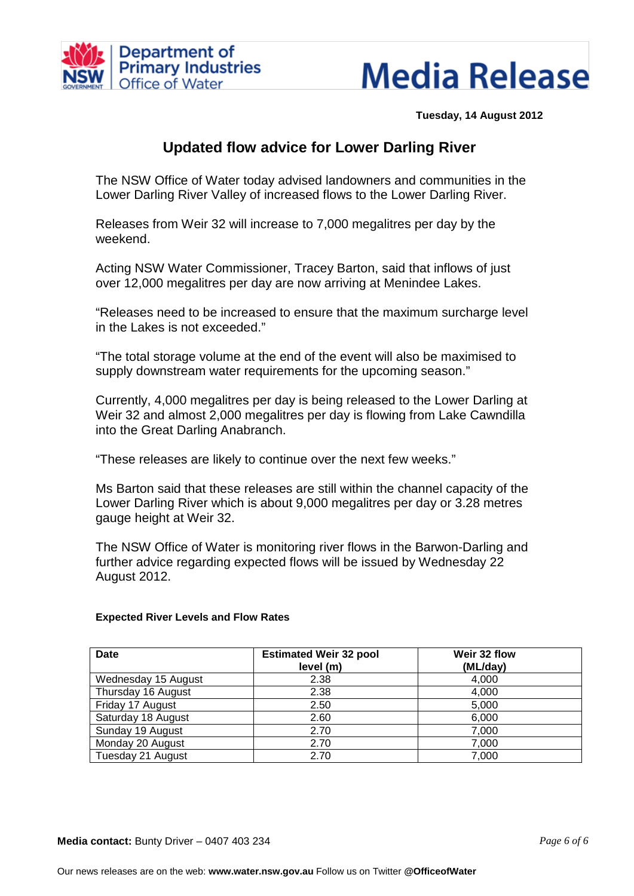Department of Primary Industries
Office of Water

# Media Release

**Tuesday, 14 August 2012**

## Updated flow advice for Lower Darling River

The NSW Office of Water today advised landowners and communities in the Lower Darling River Valley of increased flows to the Lower Darling River.

Releases from Weir 32 will increase to 7,000 megalitres per day by the weekend.

Acting NSW Water Commissioner, Tracey Barton, said that inflows of just over 12,000 megalitres per day are now arriving at Menindee Lakes.

"Releases need to be increased to ensure that the maximum surcharge level in the Lakes is not exceeded."

"The total storage volume at the end of the event will also be maximised to supply downstream water requirements for the upcoming season."

Currently, 4,000 megalitres per day is being released to the Lower Darling at Weir 32 and almost 2,000 megalitres per day is flowing from Lake Cawndilla into the Great Darling Anabranch.

"These releases are likely to continue over the next few weeks."

Ms Barton said that these releases are still within the channel capacity of the Lower Darling River which is about 9,000 megalitres per day or 3.28 metres gauge height at Weir 32.

The NSW Office of Water is monitoring river flows in the Barwon-Darling and further advice regarding expected flows will be issued by Wednesday 22 August 2012.

**Expected River Levels and Flow Rates**

| Date | Estimated Weir 32 pool level (m) | Weir 32 flow (ML/day) |
|---|---|---|
| Wednesday 15 August | 2.38 | 4,000 |
| Thursday 16 August | 2.38 | 4,000 |
| Friday 17 August | 2.50 | 5,000 |
| Saturday 18 August | 2.60 | 6,000 |
| Sunday 19 August | 2.70 | 7,000 |
| Monday 20 August | 2.70 | 7,000 |
| Tuesday 21 August | 2.70 | 7,000 |

**Media contact:** Bunty Driver – 0407 403 234

Our news releases are on the web: **www.water.nsw.gov.au** Follow us on Twitter **@OfficeofWater**